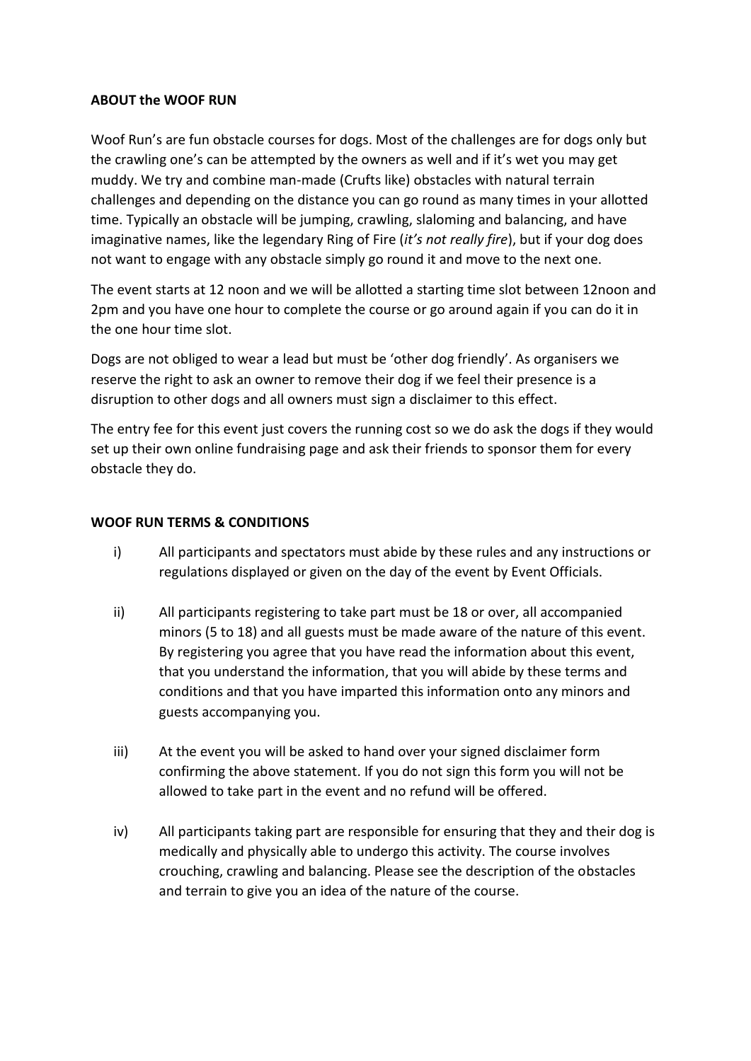**ABOUT the WOOF RUN**

Woof Run's are fun obstacle courses for dogs. Most of the challenges are for dogs only but the crawling one's can be attempted by the owners as well and if it's wet you may get muddy. We try and combine man-made (Crufts like) obstacles with natural terrain challenges and depending on the distance you can go round as many times in your allotted time. Typically an obstacle will be jumping, crawling, slaloming and balancing, and have imaginative names, like the legendary Ring of Fire (*it's not really fire*), but if your dog does not want to engage with any obstacle simply go round it and move to the next one.

The event starts at 12 noon and we will be allotted a starting time slot between 12noon and 2pm and you have one hour to complete the course or go around again if you can do it in the one hour time slot.

Dogs are not obliged to wear a lead but must be 'other dog friendly'. As organisers we reserve the right to ask an owner to remove their dog if we feel their presence is a disruption to other dogs and all owners must sign a disclaimer to this effect.

The entry fee for this event just covers the running cost so we do ask the dogs if they would set up their own online fundraising page and ask their friends to sponsor them for every obstacle they do.

**WOOF RUN TERMS & CONDITIONS**

i) All participants and spectators must abide by these rules and any instructions or regulations displayed or given on the day of the event by Event Officials.

ii) All participants registering to take part must be 18 or over, all accompanied minors (5 to 18) and all guests must be made aware of the nature of this event. By registering you agree that you have read the information about this event, that you understand the information, that you will abide by these terms and conditions and that you have imparted this information onto any minors and guests accompanying you.

iii) At the event you will be asked to hand over your signed disclaimer form confirming the above statement. If you do not sign this form you will not be allowed to take part in the event and no refund will be offered.

iv) All participants taking part are responsible for ensuring that they and their dog is medically and physically able to undergo this activity. The course involves crouching, crawling and balancing. Please see the description of the obstacles and terrain to give you an idea of the nature of the course.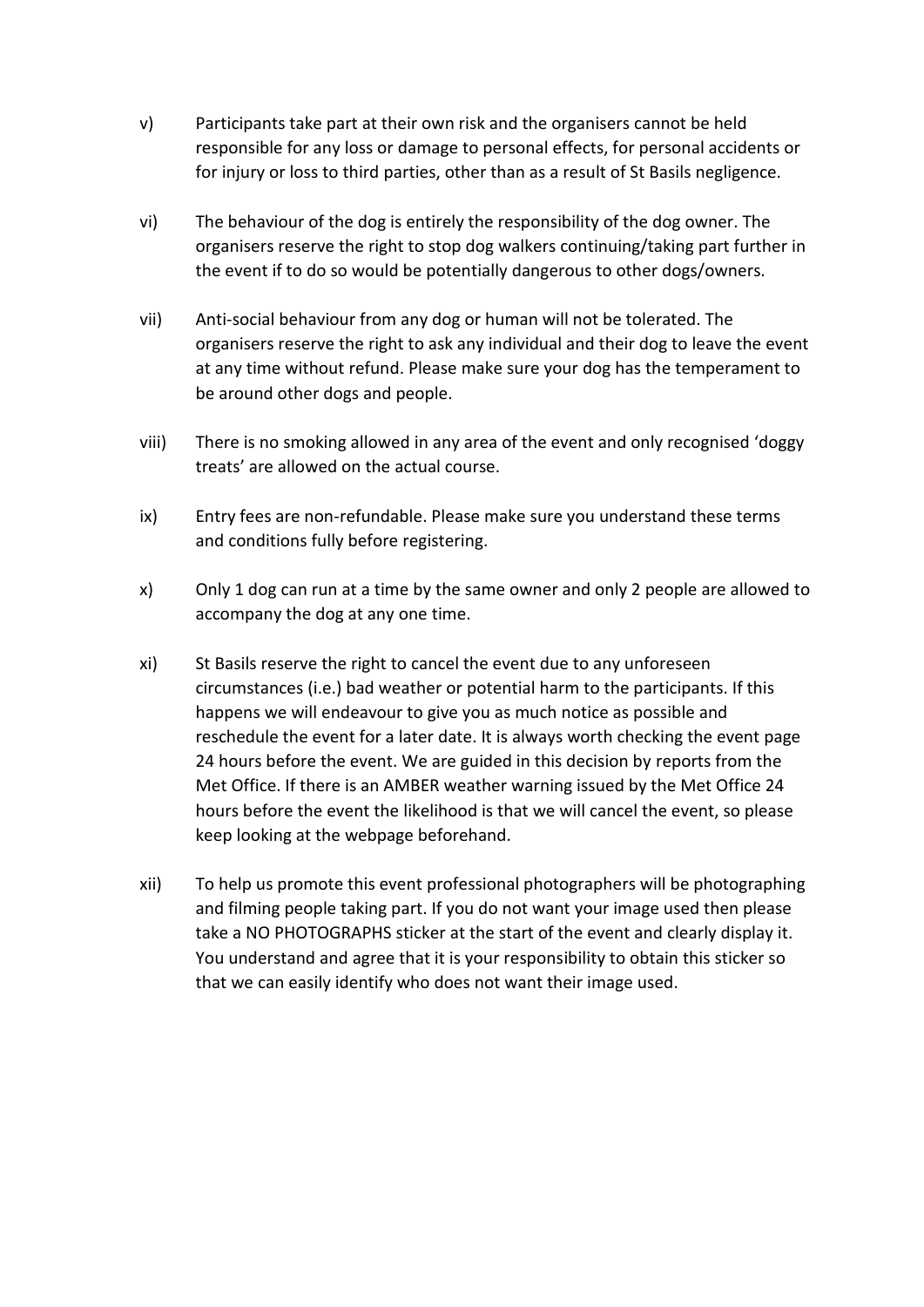v) Participants take part at their own risk and the organisers cannot be held responsible for any loss or damage to personal effects, for personal accidents or for injury or loss to third parties, other than as a result of St Basils negligence.

vi) The behaviour of the dog is entirely the responsibility of the dog owner. The organisers reserve the right to stop dog walkers continuing/taking part further in the event if to do so would be potentially dangerous to other dogs/owners.

vii) Anti-social behaviour from any dog or human will not be tolerated. The organisers reserve the right to ask any individual and their dog to leave the event at any time without refund. Please make sure your dog has the temperament to be around other dogs and people.

viii) There is no smoking allowed in any area of the event and only recognised 'doggy treats' are allowed on the actual course.

ix) Entry fees are non-refundable. Please make sure you understand these terms and conditions fully before registering.

x) Only 1 dog can run at a time by the same owner and only 2 people are allowed to accompany the dog at any one time.

xi) St Basils reserve the right to cancel the event due to any unforeseen circumstances (i.e.) bad weather or potential harm to the participants. If this happens we will endeavour to give you as much notice as possible and reschedule the event for a later date. It is always worth checking the event page 24 hours before the event. We are guided in this decision by reports from the Met Office. If there is an AMBER weather warning issued by the Met Office 24 hours before the event the likelihood is that we will cancel the event, so please keep looking at the webpage beforehand.

xii) To help us promote this event professional photographers will be photographing and filming people taking part. If you do not want your image used then please take a NO PHOTOGRAPHS sticker at the start of the event and clearly display it. You understand and agree that it is your responsibility to obtain this sticker so that we can easily identify who does not want their image used.